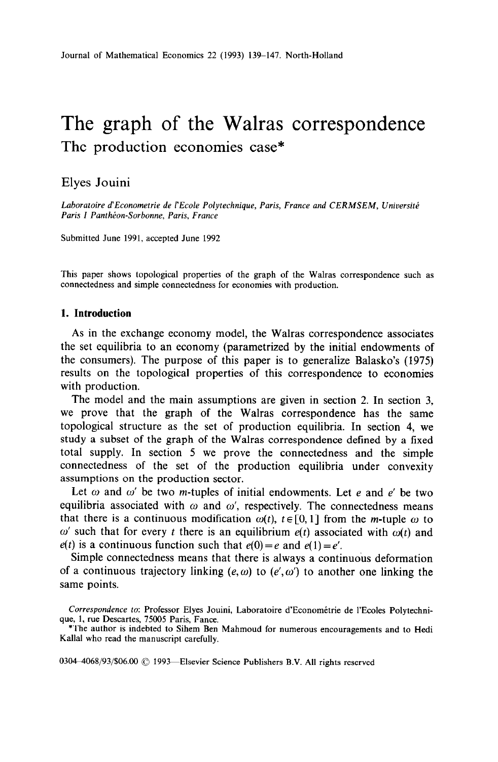# The graph of the Walras correspondence

## Thc production economies case*

Elyes Jouini

*Laboratoire d'Econometrie de l'Ecole Polytechnique, Paris, France and CERMSEM, Université Paris I Panthéon-Sorbonne, Paris, France*

Submitted June 1991, accepted June 1992

This paper shows topological properties of the graph of the Walras correspondence such as connectedness and simple connectedness for economies with production.

## 1. Introduction

As in the exchange economy model, the Walras correspondence associates the set equilibria to an economy (parametrized by the initial endowments of the consumers). The purpose of this paper is to generalize Balasko's (1975) results on the topological properties of this correspondence to economies with production.

The model and the main assumptions are given in section 2. In section 3, we prove that the graph of the Walras correspondence has the same topological structure as the set of production equilibria. In section 4, we study a subset of the graph of the Walras correspondence defined by a fixed total supply. In section 5 we prove the connectedness and the simple connectedness of the set of the production equilibria under convexity assumptions on the production sector.

Let $\omega$ and $\omega'$ be two $m$-tuples of initial endowments. Let $e$ and $e'$ be two equilibria associated with $\omega$ and $\omega'$, respectively. The connectedness means that there is a continuous modification $\omega(t)$, $t \in [0, 1]$ from the $m$-tuple $\omega$ to $\omega'$ such that for every $t$ there is an equilibrium $e(t)$ associated with $\omega(t)$ and $e(t)$ is a continuous function such that $e(0) = e$ and $e(1) = e'$.

Simple connectedness means that there is always a continuous deformation of a continuous trajectory linking $(e, \omega)$ to $(e', \omega')$ to another one linking the same points.

*Correspondence to:* Professor Elyes Jouini, Laboratoire d'Econométrie de l'Ecoles Polytechnique, 1, rue Descartes, 75005 Paris, Fance.

*The author is indebted to Sihem Ben Mahmoud for numerous encouragements and to Hedi Kallal who read the manuscript carefully.

0304-4068/93/$06.00 © 1993—Elsevier Science Publishers B.V. All rights reserved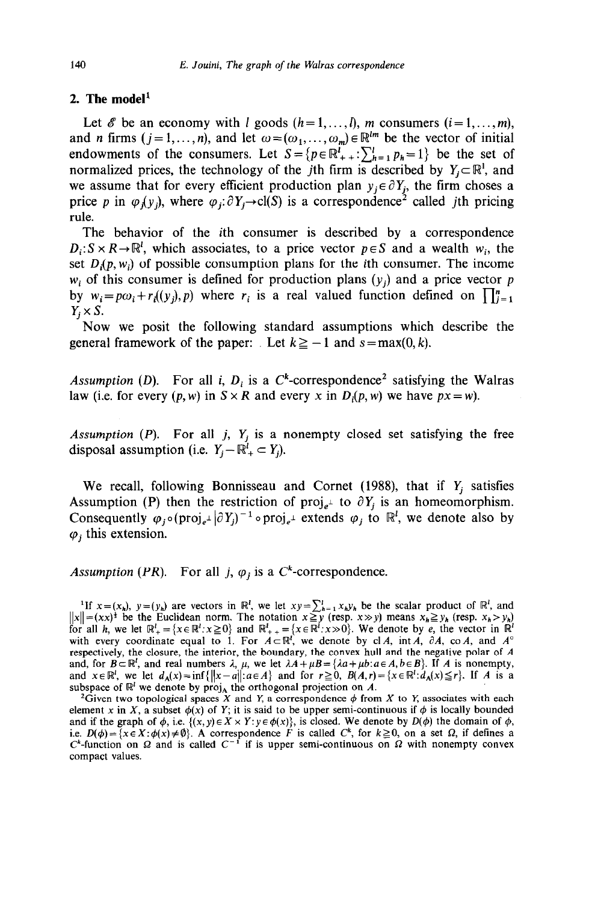## 2. The model[1]

Let $\mathscr{E}$ be an economy with $l$ goods $(h=1,\dots,l)$, $m$ consumers $(i=1,\dots,m)$, and $n$ firms $(j=1,\dots,n)$, and let $\omega=(\omega_1,\dots,\omega_m)\in\mathbb{R}^{lm}$ be the vector of initial endowments of the consumers. Let $S=\{p\in\mathbb{R}^l_{++}:\sum_{h=1}^{l}p_h=1\}$ be the set of normalized prices, the technology of the $j$th firm is described by $Y_j\subset\mathbb{R}^l$, and we assume that for every efficient production plan $y_j\in\partial Y_j$, the firm choses a price $p$ in $\varphi_j(y_j)$, where $\varphi_j:\partial Y_j\to\mathrm{cl}(S)$ is a correspondence[2] called $j$th pricing rule.

The behavior of the $i$th consumer is described by a correspondence $D_i: S\times R\to\mathbb{R}^l$, which associates, to a price vector $p\in S$ and a wealth $w_i$, the set $D_i(p,w_i)$ of possible consumption plans for the $i$th consumer. The income $w_i$ of this consumer is defined for production plans $(y_j)$ and a price vector $p$ by $w_i=p\omega_i+r_i((y_j),p)$ where $r_i$ is a real valued function defined on $\prod_{j=1}^{n}Y_j\times S$.

Now we posit the following standard assumptions which describe the general framework of the paper: Let $k\geqq -1$ and $s=\max(0,k)$.

*Assumption (D).* For all $i$, $D_i$ is a $C^k$-correspondence[2] satisfying the Walras law (i.e. for every $(p,w)$ in $S\times R$ and every $x$ in $D_i(p,w)$ we have $px=w$).

*Assumption (P).* For all $j$, $Y_j$ is a nonempty closed set satisfying the free disposal assumption (i.e. $Y_j-\mathbb{R}^l_+\subset Y_j$).

We recall, following Bonnisseau and Cornet (1988), that if $Y_j$ satisfies Assumption (P) then the restriction of $\mathrm{proj}_{e^\perp}$ to $\partial Y_j$ is an homeomorphism. Consequently $\varphi_j\circ(\mathrm{proj}_{e^\perp}|\partial Y_j)^{-1}\circ\mathrm{proj}_{e^\perp}$ extends $\varphi_j$ to $\mathbb{R}^l$, we denote also by $\varphi_j$ this extension.

*Assumption (PR).* For all $j$, $\varphi_j$ is a $C^k$-correspondence.

[1] If $x=(x_h)$, $y=(y_h)$ are vectors in $\mathbb{R}^l$, we let $xy=\sum_{h=1}^{l}x_hy_h$ be the scalar product of $\mathbb{R}^l$, and $\|x\|=(xx)^{\frac{1}{2}}$ be the Euclidean norm. The notation $x\geqq y$ (resp. $x\gg y$) means $x_h\geqq y_h$ (resp. $x_h>y_h$) for all $h$, we let $\mathbb{R}^l_+=\{x\in\mathbb{R}^l:x\geqq 0\}$ and $\mathbb{R}^l_{++}=\{x\in\mathbb{R}^l:x\gg 0\}$. We denote by $e$, the vector in $\mathbb{R}^l$ with every coordinate equal to 1. For $A\subset\mathbb{R}^l$, we denote by $\mathrm{cl}\,A$, $\mathrm{int}\,A$, $\partial A$, $\mathrm{co}\,A$, and $A^\circ$ respectively, the closure, the interior, the boundary, the convex hull and the negative polar of $A$ and, for $B\subset\mathbb{R}^l$, and real numbers $\lambda$, $\mu$, we let $\lambda A+\mu B=\{\lambda a+\mu b: a\in A, b\in B\}$. If $A$ is nonempty, and $x\in\mathbb{R}^l$, we let $d_A(x)=\inf\{\|x-a\|:a\in A\}$ and for $r\geqq 0$, $B(A,r)=\{x\in\mathbb{R}^l:d_A(x)\leqq r\}$. If $A$ is a subspace of $\mathbb{R}^l$ we denote by $\mathrm{proj}_A$ the orthogonal projection on $A$.

[2] Given two topological spaces $X$ and $Y$, a correspondence $\phi$ from $X$ to $Y$, associates with each element $x$ in $X$, a subset $\phi(x)$ of $Y$; it is said to be upper semi-continuous if $\phi$ is locally bounded and if the graph of $\phi$, i.e. $\{(x,y)\in X\times Y: y\in\phi(x)\}$, is closed. We denote by $D(\phi)$ the domain of $\phi$, i.e. $D(\phi)=\{x\in X:\phi(x)\neq\emptyset\}$. A correspondence $F$ is called $C^k$, for $k\geqq 0$, on a set $\Omega$, if defines a $C^k$-function on $\Omega$ and is called $C^{-1}$ if is upper semi-continuous on $\Omega$ with nonempty convex compact values.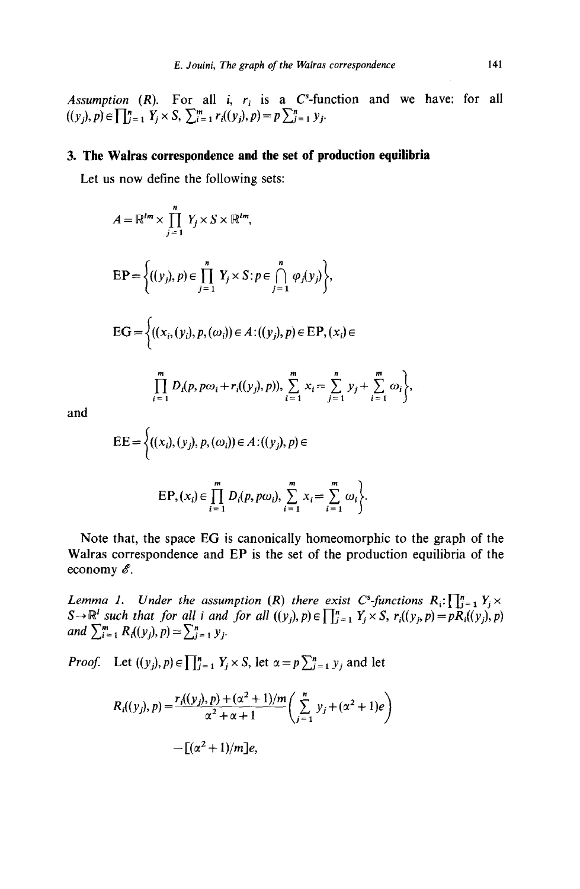*Assumption* (R). For all $i$, $r_i$ is a $C^s$-function and we have: for all $((y_j),p)\in\prod_{j=1}^n Y_j\times S$, $\sum_{i=1}^m r_i((y_j),p)=p\sum_{j=1}^n y_j$.

## 3. The Walras correspondence and the set of production equilibria

Let us now define the following sets:

$$A=\mathbb{R}^{lm}\times\prod_{j=1}^n Y_j\times S\times\mathbb{R}^{lm},$$

$$\mathrm{EP}=\left\{((y_j),p)\in\prod_{j=1}^n Y_j\times S: p\in\bigcap_{j=1}^n \varphi_j(y_j)\right\},$$

$$\mathrm{EG}=\left\{((x_i),(y_j),p,(\omega_i))\in A:((y_j),p)\in\mathrm{EP},(x_i)\in \prod_{i=1}^m D_i(p,p\omega_i+r_i((y_j),p)),\ \sum_{i=1}^m x_i=\sum_{j=1}^n y_j+\sum_{i=1}^m\omega_i\right\},$$

and

$$\mathrm{EE}=\left\{((x_i),(y_j),p,(\omega_i))\in A:((y_j),p)\in \mathrm{EP},(x_i)\in\prod_{i=1}^m D_i(p,p\omega_i),\ \sum_{i=1}^m x_i=\sum_{i=1}^m\omega_i\right\}.$$

Note that, the space EG is canonically homeomorphic to the graph of the Walras correspondence and EP is the set of the production equilibria of the economy $\mathscr{E}$.

*Lemma 1.* *Under the assumption* (R) *there exist* $C^s$-*functions* $R_i:\prod_{j=1}^n Y_j\times S\to\mathbb{R}^l$ *such that for all* $i$ *and for all* $((y_j),p)\in\prod_{j=1}^n Y_j\times S$, $r_i((y_j,p)=pR_i((y_j),p)$ *and* $\sum_{i=1}^m R_i((y_j),p)=\sum_{j=1}^n y_j$.

*Proof.* Let $((y_j),p)\in\prod_{j=1}^n Y_j\times S$, let $\alpha=p\sum_{j=1}^n y_j$ and let

$$R_i((y_j),p)=\frac{r_i((y_j),p)+(\alpha^2+1)/m}{\alpha^2+\alpha+1}\left(\sum_{j=1}^n y_j+(\alpha^2+1)e\right)$$
$$-[(\alpha^2+1)/m]e,$$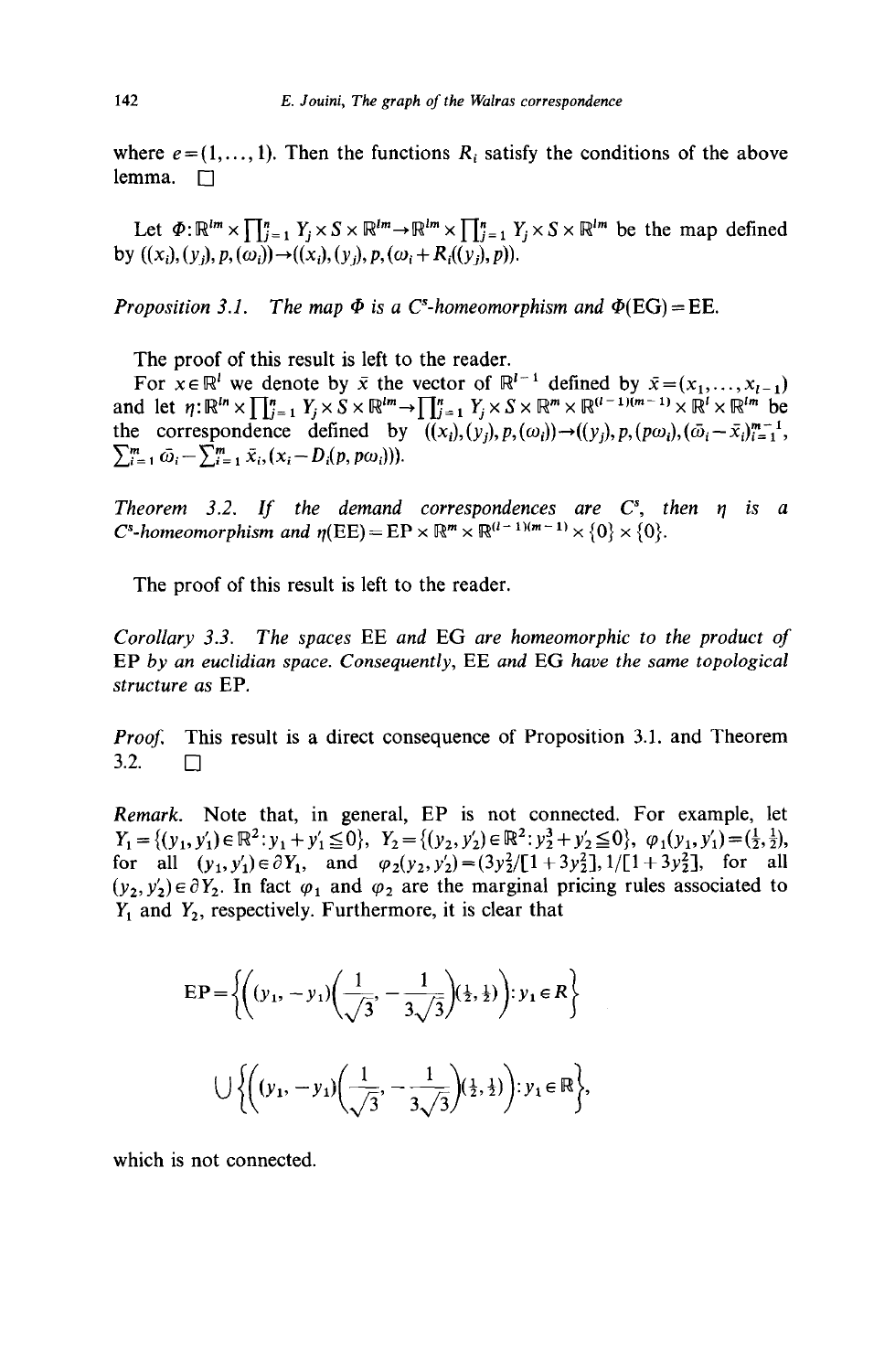where $e=(1,\dots,1)$. Then the functions $R_i$ satisfy the conditions of the above lemma. $\square$

Let $\Phi:\mathbb{R}^{lm}\times\prod_{j=1}^{n}Y_j\times S\times\mathbb{R}^{lm}\to\mathbb{R}^{lm}\times\prod_{j=1}^{n}Y_j\times S\times\mathbb{R}^{lm}$ be the map defined by $((x_i),(y_j),p,(\omega_i))\to((x_i),(y_j),p,(\omega_i+R_i((y_j),p))$.

*Proposition 3.1.* *The map $\Phi$ is a $C^s$-homeomorphism and $\Phi(\text{EG})=\text{EE}$.*

The proof of this result is left to the reader.

For $x\in\mathbb{R}^l$ we denote by $\bar{x}$ the vector of $\mathbb{R}^{l-1}$ defined by $\bar{x}=(x_1,\dots,x_{l-1})$ and let $\eta:\mathbb{R}^{ln}\times\prod_{j=1}^{n}Y_j\times S\times\mathbb{R}^{lm}\to\prod_{j=1}^{n}Y_j\times S\times\mathbb{R}^{m}\times\mathbb{R}^{(l-1)(m-1)}\times\mathbb{R}^{l}\times\mathbb{R}^{lm}$ be the correspondence defined by $((x_i),(y_j),p,(\omega_i))\to((y_j),p,(p\omega_i),(\bar{\omega}_i-\bar{x}_i)_{i=1}^{m-1},$ $\sum_{i=1}^{m}\bar{\omega}_i-\sum_{i=1}^{m}\bar{x}_i,(x_i-D_i(p,p\omega_i)))$.

*Theorem 3.2.* *If the demand correspondences are $C^s$, then $\eta$ is a $C^s$-homeomorphism and $\eta(\text{EE})=\text{EP}\times\mathbb{R}^m\times\mathbb{R}^{(l-1)(m-1)}\times\{0\}\times\{0\}$.*

The proof of this result is left to the reader.

*Corollary 3.3.* *The spaces* EE *and* EG *are homeomorphic to the product of* EP *by an euclidian space. Consequently,* EE *and* EG *have the same topological structure as* EP.

*Proof.* This result is a direct consequence of Proposition 3.1. and Theorem 3.2. $\square$

*Remark.* Note that, in general, EP is not connected. For example, let $Y_1=\{(y_1,y_1')\in\mathbb{R}^2: y_1+y_1'\leqq 0\}$, $Y_2=\{(y_2,y_2')\in\mathbb{R}^2: y_2^3+y_2'\leqq 0\}$, $\varphi_1(y_1,y_1')=(\frac{1}{2},\frac{1}{2})$, for all $(y_1,y_1')\in\partial Y_1$, and $\varphi_2(y_2,y_2')=(3y_2^2/[1+3y_2^2],1/[1+3y_2^2]$, for all $(y_2,y_2')\in\partial Y_2$. In fact $\varphi_1$ and $\varphi_2$ are the marginal pricing rules associated to $Y_1$ and $Y_2$, respectively. Furthermore, it is clear that

$$\text{EP}=\left\{\left((y_1,-y_1)\left(\frac{1}{\sqrt{3}},-\frac{1}{3\sqrt{3}}\right)(\tfrac{1}{2},\tfrac{1}{2})\right): y_1\in R\right\}$$

$$\cup\left\{\left((y_1,-y_1)\left(\frac{1}{\sqrt{3}},-\frac{1}{3\sqrt{3}}\right)(\tfrac{1}{2},\tfrac{1}{2})\right): y_1\in\mathbb{R}\right\},$$

which is not connected.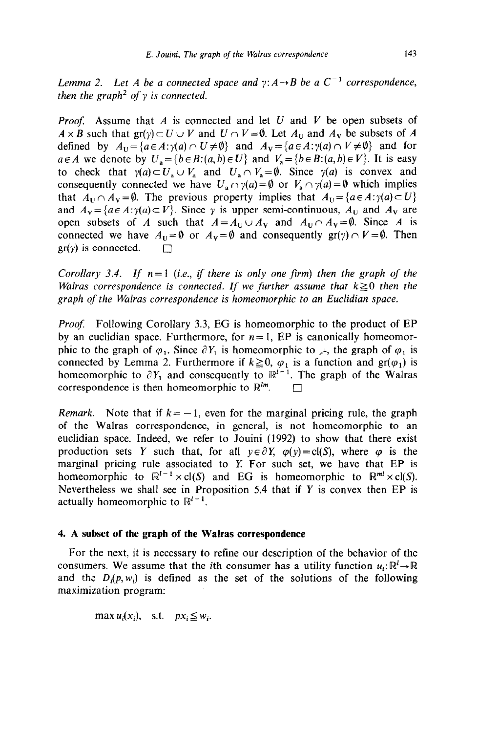*Lemma 2.* Let $A$ be a connected space and $\gamma: A \to B$ be a $C^{-1}$ correspondence, then the graph[2] of $\gamma$ is connected.

*Proof.* Assume that $A$ is connected and let $U$ and $V$ be open subsets of $A \times B$ such that $\mathrm{gr}(\gamma) \subset U \cup V$ and $U \cap V = \emptyset$. Let $A_U$ and $A_V$ be subsets of $A$ defined by $A_U = \{a \in A : \gamma(a) \cap U \neq \emptyset\}$ and $A_V = \{a \in A : \gamma(a) \cap V \neq \emptyset\}$ and for $a \in A$ we denote by $U_a = \{b \in B : (a, b) \in U\}$ and $V_a = \{b \in B : (a, b) \in V\}$. It is easy to check that $\gamma(a) \subset U_a \cup V_a$ and $U_a \cap V_a = \emptyset$. Since $\gamma(a)$ is convex and consequently connected we have $U_a \cap \gamma(a) = \emptyset$ or $V_a \cap \gamma(a) = \emptyset$ which implies that $A_U \cap A_V = \emptyset$. The previous property implies that $A_U = \{a \in A : \gamma(a) \subset U\}$ and $A_V = \{a \in A : \gamma(a) \subset V\}$. Since $\gamma$ is upper semi-continuous, $A_U$ and $A_V$ are open subsets of $A$ such that $A = A_U \cup A_V$ and $A_U \cap A_V = \emptyset$. Since $A$ is connected we have $A_U = \emptyset$ or $A_V = \emptyset$ and consequently $\mathrm{gr}(\gamma) \cap V = \emptyset$. Then $\mathrm{gr}(\gamma)$ is connected. □

*Corollary 3.4. If $n = 1$ (i.e., if there is only one firm) then the graph of the Walras correspondence is connected. If we further assume that $k \geq 0$ then the graph of the Walras correspondence is homeomorphic to an Euclidian space.*

*Proof.* Following Corollary 3.3, EG is homeomorphic to the product of EP by an euclidian space. Furthermore, for $n = 1$, EP is canonically homeomorphic to the graph of $\varphi_1$. Since $\partial Y_1$ is homeomorphic to $_e{}^{\perp}$, the graph of $\varphi_1$ is connected by Lemma 2. Furthermore if $k \geq 0$, $\varphi_1$ is a function and $\mathrm{gr}(\varphi_1)$ is homeomorphic to $\partial Y_1$ and consequently to $\mathbb{R}^{l-1}$. The graph of the Walras correspondence is then homeomorphic to $\mathbb{R}^{lm}$. □

*Remark.* Note that if $k = -1$, even for the marginal pricing rule, the graph of the Walras correspondence, in general, is not homeomorphic to an euclidian space. Indeed, we refer to Jouini (1992) to show that there exist production sets $Y$ such that, for all $y \in \partial Y$, $\varphi(y) = \mathrm{cl}(S)$, where $\varphi$ is the marginal pricing rule associated to $Y$. For such set, we have that EP is homeomorphic to $\mathbb{R}^{l-1} \times \mathrm{cl}(S)$ and EG is homeomorphic to $\mathbb{R}^{ml} \times \mathrm{cl}(S)$. Nevertheless we shall see in Proposition 5.4 that if $Y$ is convex then EP is actually homeomorphic to $\mathbb{R}^{l-1}$.

## 4. A subset of the graph of the Walras correspondence

For the next, it is necessary to refine our description of the behavior of the consumers. We assume that the $i$th consumer has a utility function $u_i: \mathbb{R}^l \to \mathbb{R}$ and the $D_i(p, w_i)$ is defined as the set of the solutions of the following maximization program:

$$\max u_i(x_i), \quad \text{s.t.} \quad px_i \leq w_i.$$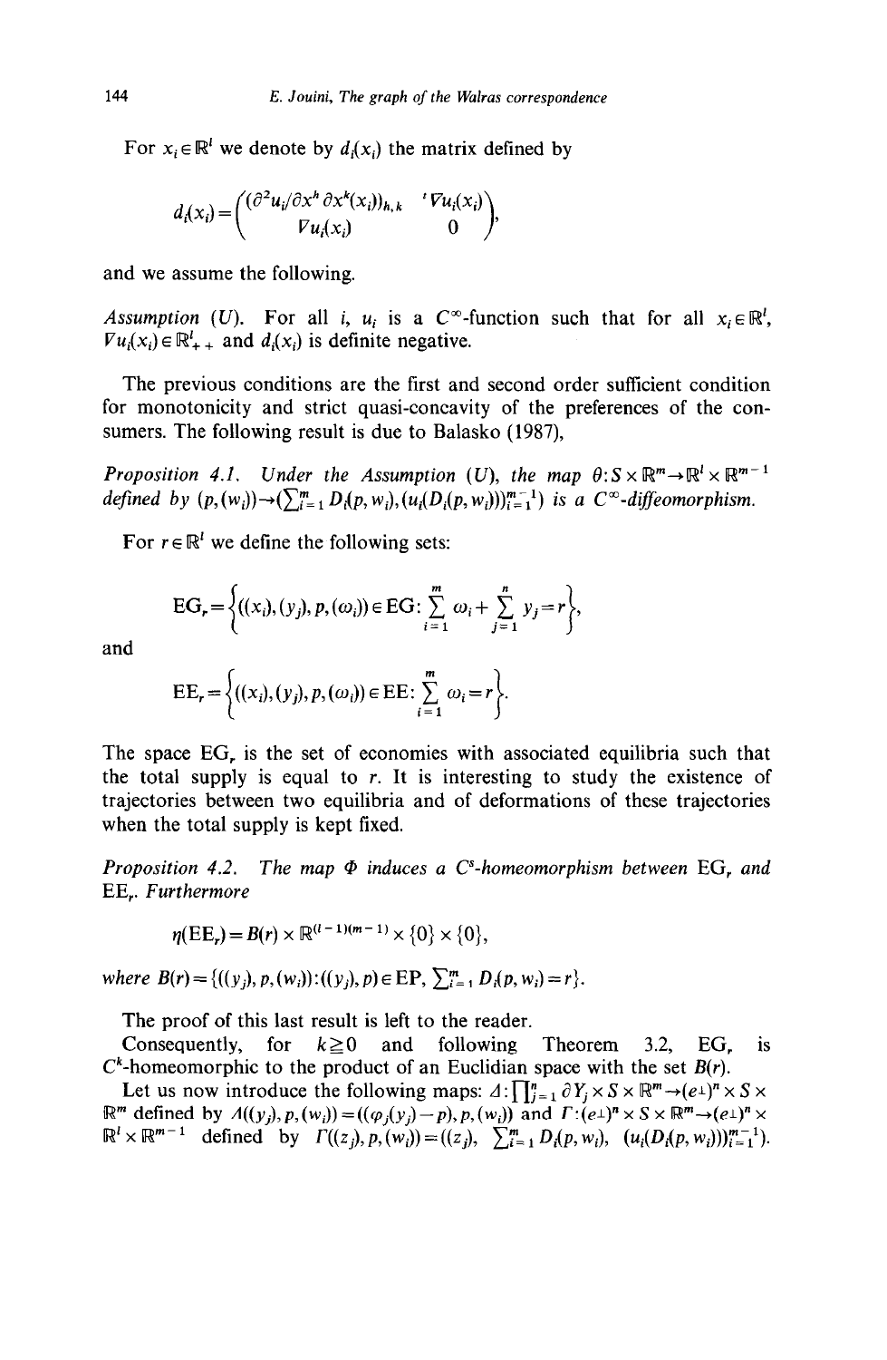For $x_i \in \mathbb{R}^l$ we denote by $d_i(x_i)$ the matrix defined by

$$d_i(x_i) = \begin{pmatrix} (\partial^2 u_i / \partial x^h \, \partial x^k(x_i))_{h,k} & {}^t \nabla u_i(x_i) \\ \nabla u_i(x_i) & 0 \end{pmatrix},$$

and we assume the following.

*Assumption (U).* For all $i$, $u_i$ is a $C^\infty$-function such that for all $x_i \in \mathbb{R}^l$, $\nabla u_i(x_i) \in \mathbb{R}^l_{++}$ and $d_i(x_i)$ is definite negative.

The previous conditions are the first and second order sufficient condition for monotonicity and strict quasi-concavity of the preferences of the consumers. The following result is due to Balasko (1987),

*Proposition 4.1.* *Under the Assumption (U), the map $\theta: S \times \mathbb{R}^m \to \mathbb{R}^l \times \mathbb{R}^{m-1}$ defined by $(p,(w_i)) \to (\sum_{i=1}^m D_i(p,w_i), (u_i(D_i(p,w_i)))_{i=1}^{m-1})$ is a $C^\infty$-diffeomorphism.*

For $r \in \mathbb{R}^l$ we define the following sets:

$$\mathrm{EG}_r = \left\{ ((x_i),(y_j),p,(\omega_i)) \in \mathrm{EG}: \sum_{i=1}^m \omega_i + \sum_{j=1}^n y_j = r \right\},$$

and

$$\mathrm{EE}_r = \left\{ ((x_i),(y_j),p,(\omega_i)) \in \mathrm{EE}: \sum_{i=1}^m \omega_i = r \right\}.$$

The space $\mathrm{EG}_r$ is the set of economies with associated equilibria such that the total supply is equal to $r$. It is interesting to study the existence of trajectories between two equilibria and of deformations of these trajectories when the total supply is kept fixed.

*Proposition 4.2.* *The map $\Phi$ induces a $C^s$-homeomorphism between $\mathrm{EG}_r$ and $\mathrm{EE}_r$. Furthermore*

$$\eta(\mathrm{EE}_r) = B(r) \times \mathbb{R}^{(l-1)(m-1)} \times \{0\} \times \{0\},$$

*where* $B(r) = \{((y_j),p,(w_i)) : ((y_j),p) \in \mathrm{EP}, \sum_{i=1}^m D_i(p,w_i) = r\}$.

The proof of this last result is left to the reader.

Consequently, for $k \geq 0$ and following Theorem 3.2, $\mathrm{EG}_r$ is $C^k$-homeomorphic to the product of an Euclidian space with the set $B(r)$.

Let us now introduce the following maps: $\Delta: \prod_{j=1}^n \partial Y_j \times S \times \mathbb{R}^m \to (e\bot)^n \times S \times \mathbb{R}^m$ defined by $\Delta((y_j),p,(w_i)) = ((\varphi_j(y_j) - p), p, (w_i))$ and $\Gamma: (e\bot)^n \times S \times \mathbb{R}^m \to (e\bot)^n \times \mathbb{R}^l \times \mathbb{R}^{m-1}$ defined by $\Gamma((z_j),p,(w_i)) = ((z_j), \sum_{i=1}^m D_i(p,w_i), (u_i(D_i(p,w_i)))_{i=1}^{m-1})$.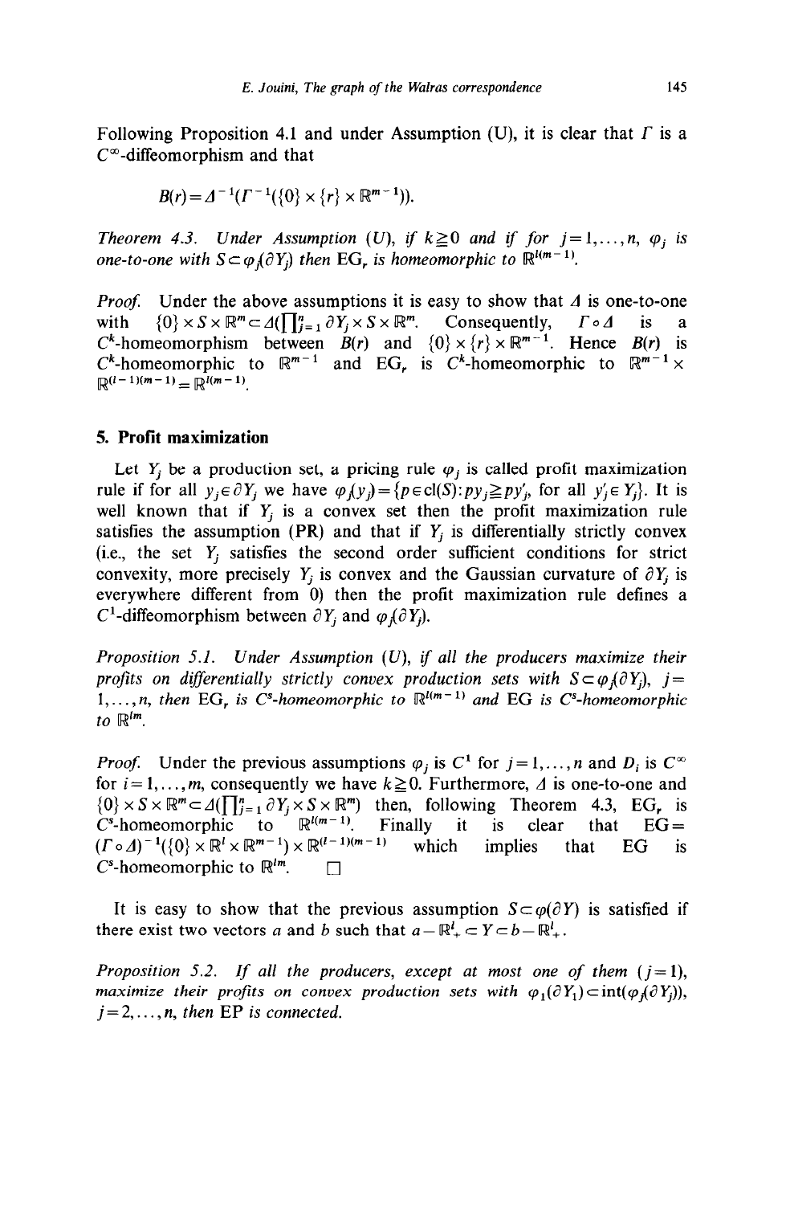Following Proposition 4.1 and under Assumption (U), it is clear that $\Gamma$ is a $C^\infty$-diffeomorphism and that

$$B(r) = \Delta^{-1}(\Gamma^{-1}(\{0\} \times \{r\} \times \mathbb{R}^{m-1})).$$

*Theorem 4.3. Under Assumption (U), if $k \geqq 0$ and if for $j = 1, \dots, n$, $\varphi_j$ is one-to-one with $S \subset \varphi_j(\partial Y_j)$ then* $\mathrm{EG}_r$ *is homeomorphic to* $\mathbb{R}^{l(m-1)}$.

*Proof.* Under the above assumptions it is easy to show that $\Delta$ is one-to-one with $\{0\} \times S \times \mathbb{R}^m \subset \Delta(\prod_{j=1}^n \partial Y_j \times S \times \mathbb{R}^m)$. Consequently, $\Gamma \circ \Delta$ is a $C^k$-homeomorphism between $B(r)$ and $\{0\} \times \{r\} \times \mathbb{R}^{m-1}$. Hence $B(r)$ is $C^k$-homeomorphic to $\mathbb{R}^{m-1}$ and $\mathrm{EG}_r$ is $C^k$-homeomorphic to $\mathbb{R}^{m-1} \times \mathbb{R}^{(l-1)(m-1)} = \mathbb{R}^{l(m-1)}$.

## 5. Profit maximization

Let $Y_j$ be a production set, a pricing rule $\varphi_j$ is called profit maximization rule if for all $y_j \in \partial Y_j$ we have $\varphi_j(y_j) = \{p \in \mathrm{cl}(S) : py_j \geqq py'_j$, for all $y'_j \in Y_j\}$. It is well known that if $Y_j$ is a convex set then the profit maximization rule satisfies the assumption (PR) and that if $Y_j$ is differentially strictly convex (i.e., the set $Y_j$ satisfies the second order sufficient conditions for strict convexity, more precisely $Y_j$ is convex and the Gaussian curvature of $\partial Y_j$ is everywhere different from 0) then the profit maximization rule defines a $C^1$-diffeomorphism between $\partial Y_j$ and $\varphi_j(\partial Y_j)$.

*Proposition 5.1. Under Assumption (U), if all the producers maximize their profits on differentially strictly convex production sets with $S \subset \varphi_j(\partial Y_j)$, $j = 1, \dots, n$, then* $\mathrm{EG}_r$ *is $C^s$-homeomorphic to $\mathbb{R}^{l(m-1)}$ and* EG *is $C^s$-homeomorphic to $\mathbb{R}^{lm}$.*

*Proof.* Under the previous assumptions $\varphi_j$ is $C^1$ for $j = 1, \dots, n$ and $D_i$ is $C^\infty$ for $i = 1, \dots, m$, consequently we have $k \geqq 0$. Furthermore, $\Delta$ is one-to-one and $\{0\} \times S \times \mathbb{R}^m \subset \Delta(\prod_{j=1}^n \partial Y_j \times S \times \mathbb{R}^m)$ then, following Theorem 4.3, $\mathrm{EG}_r$ is $C^s$-homeomorphic to $\mathbb{R}^{l(m-1)}$. Finally it is clear that $\mathrm{EG} = (\Gamma \circ \Delta)^{-1}(\{0\} \times \mathbb{R}^l \times \mathbb{R}^{m-1}) \times \mathbb{R}^{(l-1)(m-1)}$ which implies that EG is $C^s$-homeomorphic to $\mathbb{R}^{lm}$. $\square$

It is easy to show that the previous assumption $S \subset \varphi(\partial Y)$ is satisfied if there exist two vectors $a$ and $b$ such that $a - \mathbb{R}^l_+ \subset Y \subset b - \mathbb{R}^l_+$.

*Proposition 5.2. If all the producers, except at most one of them ($j = 1$), maximize their profits on convex production sets with $\varphi_1(\partial Y_1) \subset \mathrm{int}(\varphi_j(\partial Y_j))$, $j = 2, \dots, n$, then* EP *is connected.*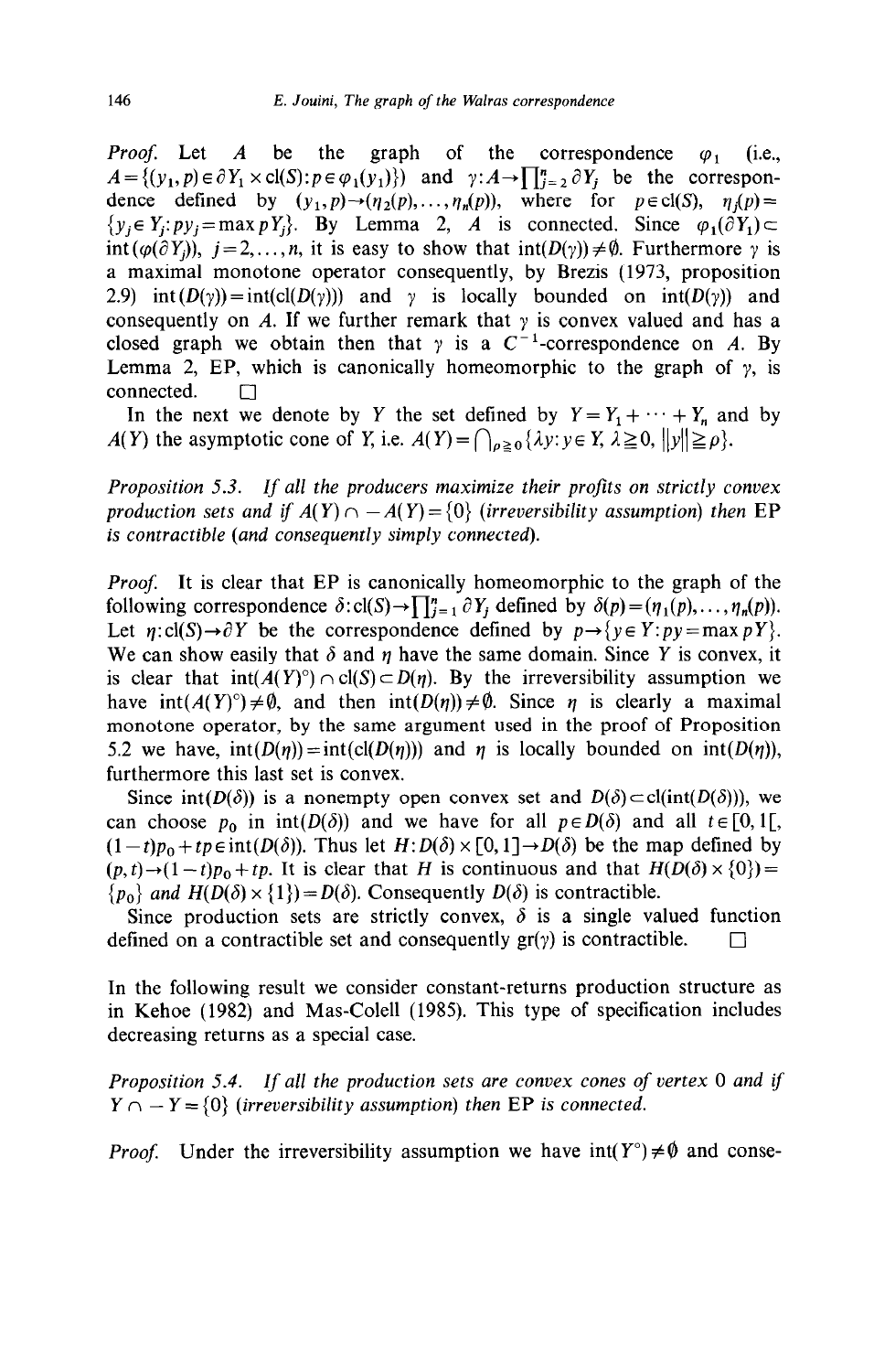*Proof.* Let $A$ be the graph of the correspondence $\varphi_1$ (i.e., $A=\{(y_1,p)\in\partial Y_1\times \mathrm{cl}(S): p\in\varphi_1(y_1)\}$) and $\gamma: A\to\prod_{j=2}^{n}\partial Y_j$ be the correspondence defined by $(y_1,p)\to(\eta_2(p),\ldots,\eta_n(p))$, where for $p\in\mathrm{cl}(S)$, $\eta_j(p)=\{y_j\in Y_j: py_j=\max pY_j\}$. By Lemma 2, $A$ is connected. Since $\varphi_1(\partial Y_1)\subset \mathrm{int}(\varphi(\partial Y_j))$, $j=2,\ldots,n$, it is easy to show that $\mathrm{int}(D(\gamma))\neq\emptyset$. Furthermore $\gamma$ is a maximal monotone operator consequently, by Brezis (1973, proposition 2.9) $\mathrm{int}(D(\gamma))=\mathrm{int}(\mathrm{cl}(D(\gamma)))$ and $\gamma$ is locally bounded on $\mathrm{int}(D(\gamma))$ and consequently on $A$. If we further remark that $\gamma$ is convex valued and has a closed graph we obtain then that $\gamma$ is a $C^{-1}$-correspondence on $A$. By Lemma 2, EP, which is canonically homeomorphic to the graph of $\gamma$, is connected. $\square$

In the next we denote by $Y$ the set defined by $Y=Y_1+\cdots+Y_n$ and by $A(Y)$ the asymptotic cone of $Y$, i.e. $A(Y)=\bigcap_{\rho\geq 0}\{\lambda y: y\in Y, \lambda\geq 0, \|y\|\geq\rho\}$.

*Proposition 5.3. If all the producers maximize their profits on strictly convex production sets and if $A(Y)\cap -A(Y)=\{0\}$ (irreversibility assumption) then* EP *is contractible (and consequently simply connected).*

*Proof.* It is clear that EP is canonically homeomorphic to the graph of the following correspondence $\delta:\mathrm{cl}(S)\to\prod_{j=1}^{n}\partial Y_j$ defined by $\delta(p)=(\eta_1(p),\ldots,\eta_n(p))$. Let $\eta:\mathrm{cl}(S)\to\partial Y$ be the correspondence defined by $p\to\{y\in Y: py=\max pY\}$. We can show easily that $\delta$ and $\eta$ have the same domain. Since $Y$ is convex, it is clear that $\mathrm{int}(A(Y)^{\circ})\cap\mathrm{cl}(S)\subset D(\eta)$. By the irreversibility assumption we have $\mathrm{int}(A(Y)^{\circ})\neq\emptyset$, and then $\mathrm{int}(D(\eta))\neq\emptyset$. Since $\eta$ is clearly a maximal monotone operator, by the same argument used in the proof of Proposition 5.2 we have, $\mathrm{int}(D(\eta))=\mathrm{int}(\mathrm{cl}(D(\eta)))$ and $\eta$ is locally bounded on $\mathrm{int}(D(\eta))$, furthermore this last set is convex.

Since $\mathrm{int}(D(\delta))$ is a nonempty open convex set and $D(\delta)\subset\mathrm{cl}(\mathrm{int}(D(\delta)))$, we can choose $p_0$ in $\mathrm{int}(D(\delta))$ and we have for all $p\in D(\delta)$ and all $t\in[0,1[$, $(1-t)p_0+tp\in\mathrm{int}(D(\delta))$. Thus let $H: D(\delta)\times[0,1]\to D(\delta)$ be the map defined by $(p,t)\to(1-t)p_0+tp$. It is clear that $H$ is continuous and that $H(D(\delta)\times\{0\})=\{p_0\}$ *and* $H(D(\delta)\times\{1\})=D(\delta)$. Consequently $D(\delta)$ is contractible.

Since production sets are strictly convex, $\delta$ is a single valued function defined on a contractible set and consequently $\mathrm{gr}(\gamma)$ is contractible. $\square$

In the following result we consider constant-returns production structure as in Kehoe (1982) and Mas-Colell (1985). This type of specification includes decreasing returns as a special case.

*Proposition 5.4. If all the production sets are convex cones of vertex* 0 *and if $Y\cap -Y=\{0\}$ (irreversibility assumption) then* EP *is connected.*

*Proof.* Under the irreversibility assumption we have $\mathrm{int}(Y^{\circ})\neq\emptyset$ and conse-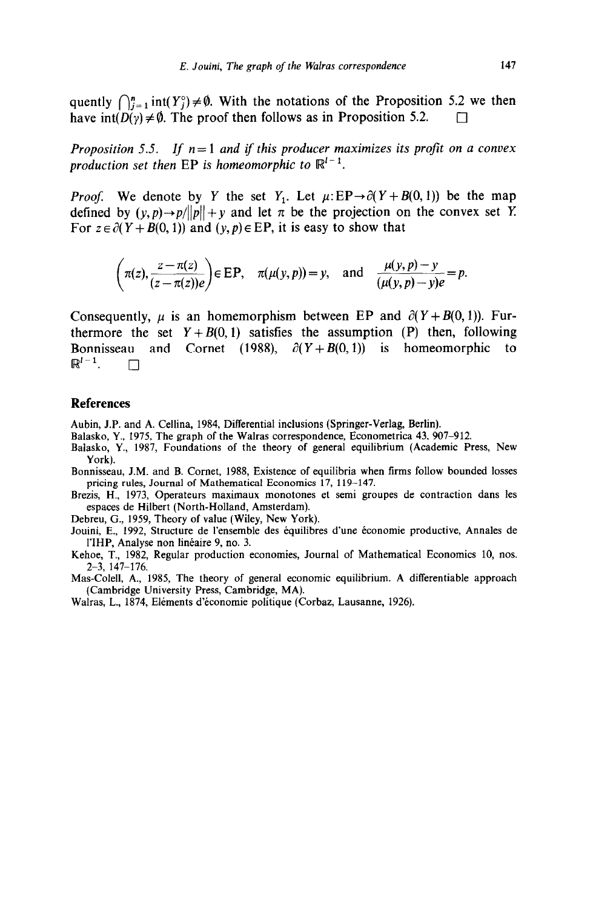quently $\bigcap_{j=1}^{n} \text{int}(Y_j^\circ) \neq \emptyset$. With the notations of the Proposition 5.2 we then have $\text{int}(D(y) \neq \emptyset$. The proof then follows as in Proposition 5.2. $\square$

*Proposition 5.5. If $n=1$ and if this producer maximizes its profit on a convex production set then* EP *is homeomorphic to* $\mathbb{R}^{l-1}$.

*Proof.* We denote by $Y$ the set $Y_1$. Let $\mu: \text{EP} \to \partial(Y + B(0,1))$ be the map defined by $(y,p) \to p/\|p\| + y$ and let $\pi$ be the projection on the convex set $Y$. For $z \in \partial(Y + B(0,1))$ and $(y,p) \in \text{EP}$, it is easy to show that

$$\left(\pi(z), \frac{z - \pi(z)}{(z - \pi(z))e}\right) \in \text{EP}, \quad \pi(\mu(y,p)) = y, \quad \text{and} \quad \frac{\mu(y,p) - y}{(\mu(y,p) - y)e} = p.$$

Consequently, $\mu$ is an homemorphism between EP and $\partial(Y + B(0,1))$. Furthermore the set $Y + B(0,1)$ satisfies the assumption (P) then, following Bonnisseau and Cornet (1988), $\partial(Y + B(0,1))$ is homeomorphic to $\mathbb{R}^{l-1}$. $\square$

## References

Aubin, J.P. and A. Cellina, 1984, Differential inclusions (Springer-Verlag, Berlin).

Balasko, Y., 1975, The graph of the Walras correspondence, Econometrica 43, 907–912.

Balasko, Y., 1987, Foundations of the theory of general equilibrium (Academic Press, New York).

Bonnisseau, J.M. and B. Cornet, 1988, Existence of equilibria when firms follow bounded losses pricing rules, Journal of Mathematical Economics 17, 119–147.

Brezis, H., 1973, Operateurs maximaux monotones et semi groupes de contraction dans les espaces de Hilbert (North-Holland, Amsterdam).

Debreu, G., 1959, Theory of value (Wiley, New York).

Jouini, E., 1992, Structure de l'ensemble des équilibres d'une économie productive, Annales de l'IHP, Analyse non linéaire 9, no. 3.

Kehoe, T., 1982, Regular production economies, Journal of Mathematical Economics 10, nos. 2–3, 147–176.

Mas-Colell, A., 1985, The theory of general economic equilibrium. A differentiable approach (Cambridge University Press, Cambridge, MA).

Walras, L., 1874, Eléments d'économie politique (Corbaz, Lausanne, 1926).